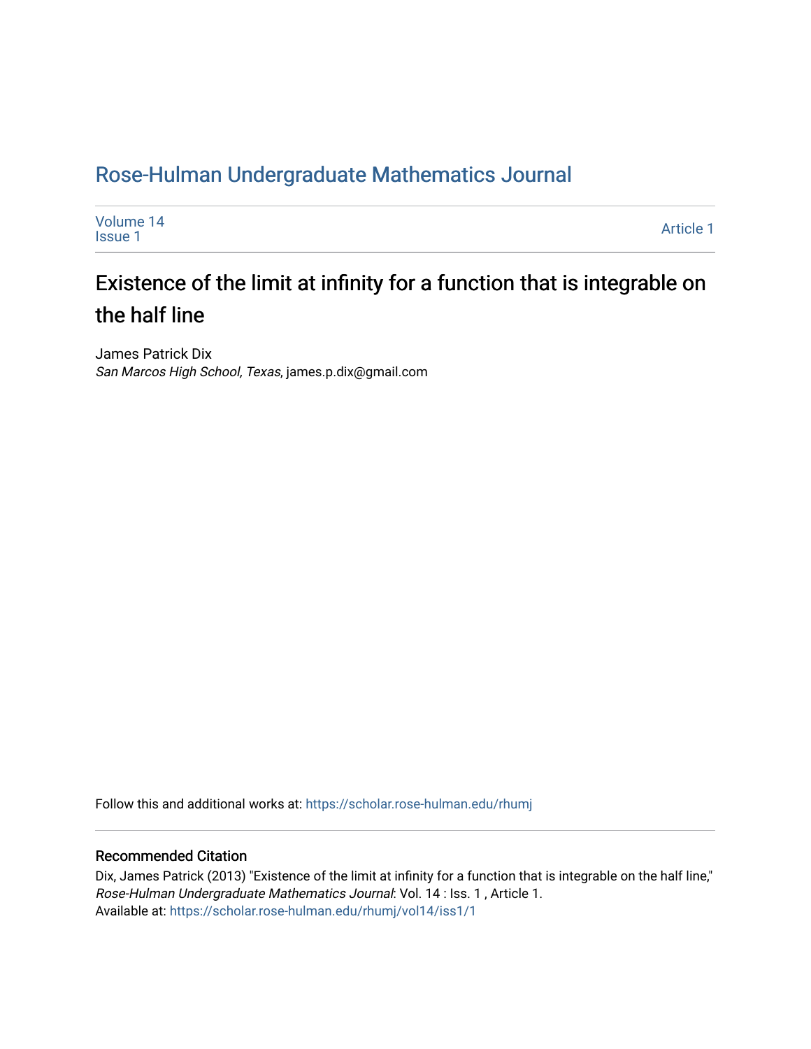# Rose-Hulman Undergraduate Mathematics Journal

Volume 14
Issue 1

Article 1

## Existence of the limit at infinity for a function that is integrable on the half line

James Patrick Dix
*San Marcos High School, Texas*, james.p.dix@gmail.com

Follow this and additional works at: https://scholar.rose-hulman.edu/rhumj

### Recommended Citation

Dix, James Patrick (2013) "Existence of the limit at infinity for a function that is integrable on the half line," *Rose-Hulman Undergraduate Mathematics Journal*: Vol. 14 : Iss. 1 , Article 1.
Available at: https://scholar.rose-hulman.edu/rhumj/vol14/iss1/1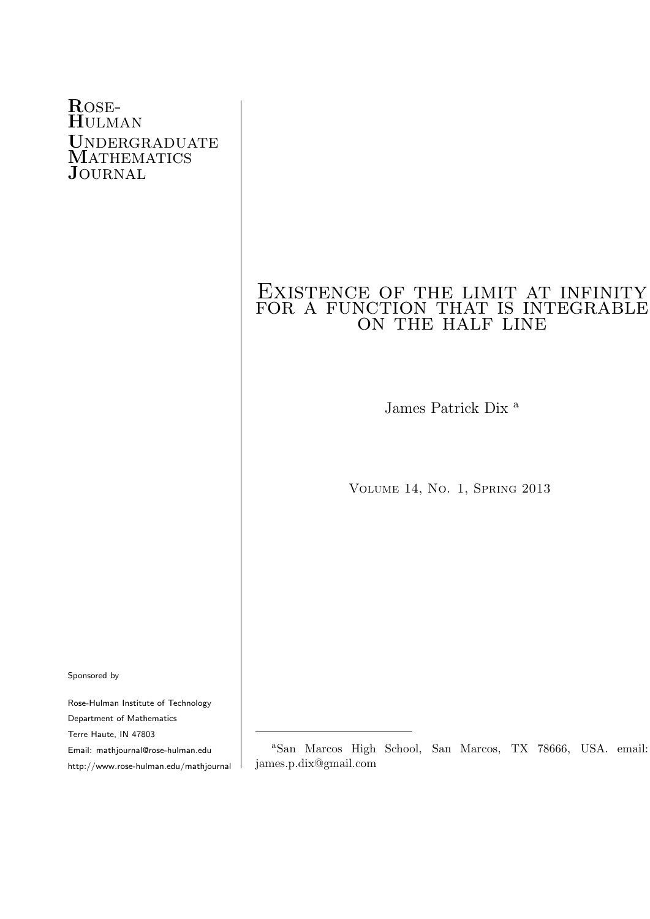Rose-Hulman Undergraduate Mathematics Journal

# Existence of the limit at infinity for a function that is integrable on the half line

James Patrick Dix [a]

Volume 14, No. 1, Spring 2013

Sponsored by

Rose-Hulman Institute of Technology
Department of Mathematics
Terre Haute, IN 47803
Email: mathjournal@rose-hulman.edu
http://www.rose-hulman.edu/mathjournal

[a]San Marcos High School, San Marcos, TX 78666, USA. email: james.p.dix@gmail.com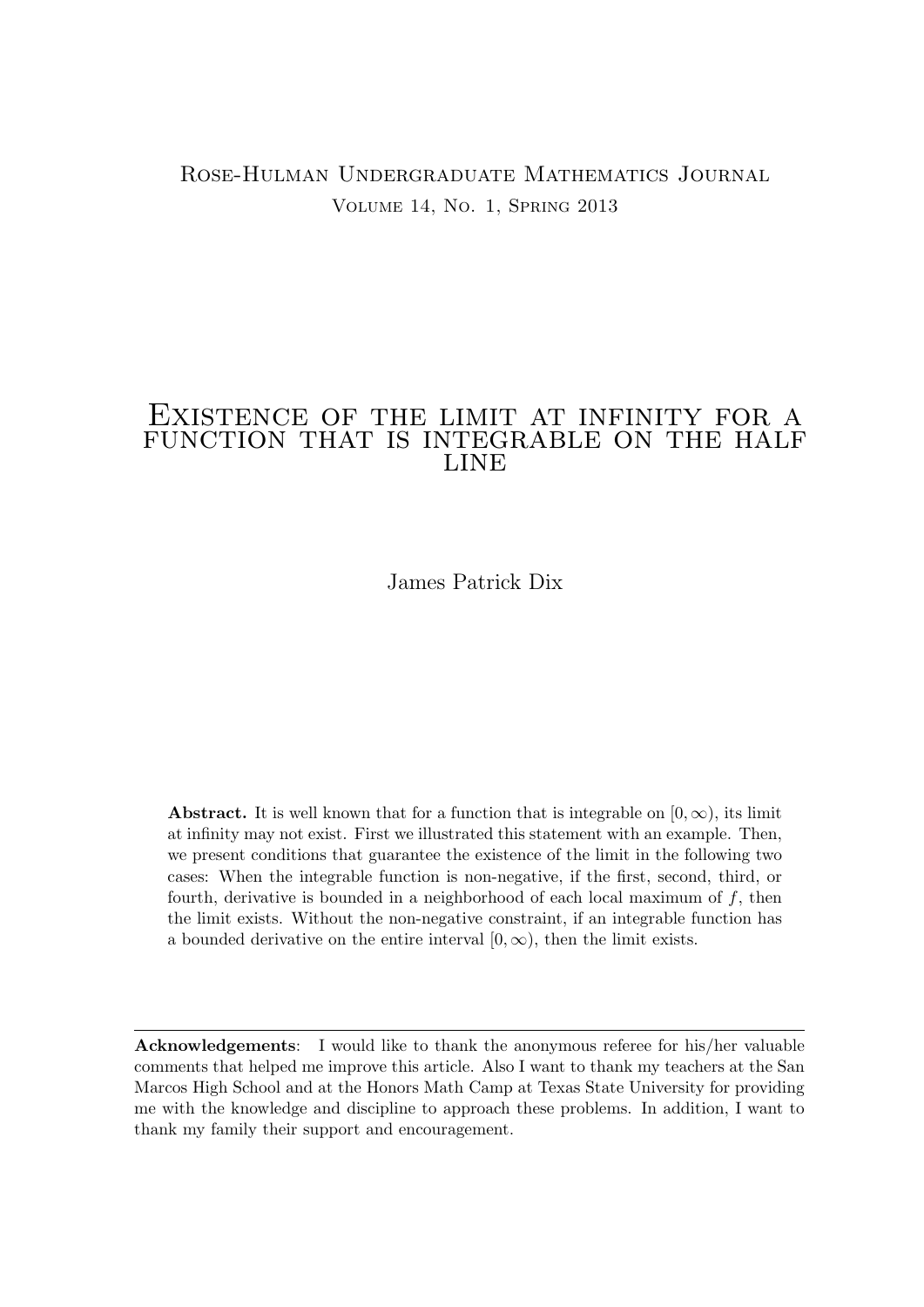Rose-Hulman Undergraduate Mathematics Journal

Volume 14, No. 1, Spring 2013

# Existence of the limit at infinity for a function that is integrable on the half line

James Patrick Dix

**Abstract.** It is well known that for a function that is integrable on $[0, \infty)$, its limit at infinity may not exist. First we illustrated this statement with an example. Then, we present conditions that guarantee the existence of the limit in the following two cases: When the integrable function is non-negative, if the first, second, third, or fourth, derivative is bounded in a neighborhood of each local maximum of $f$, then the limit exists. Without the non-negative constraint, if an integrable function has a bounded derivative on the entire interval $[0, \infty)$, then the limit exists.

---

**Acknowledgements**: I would like to thank the anonymous referee for his/her valuable comments that helped me improve this article. Also I want to thank my teachers at the San Marcos High School and at the Honors Math Camp at Texas State University for providing me with the knowledge and discipline to approach these problems. In addition, I want to thank my family their support and encouragement.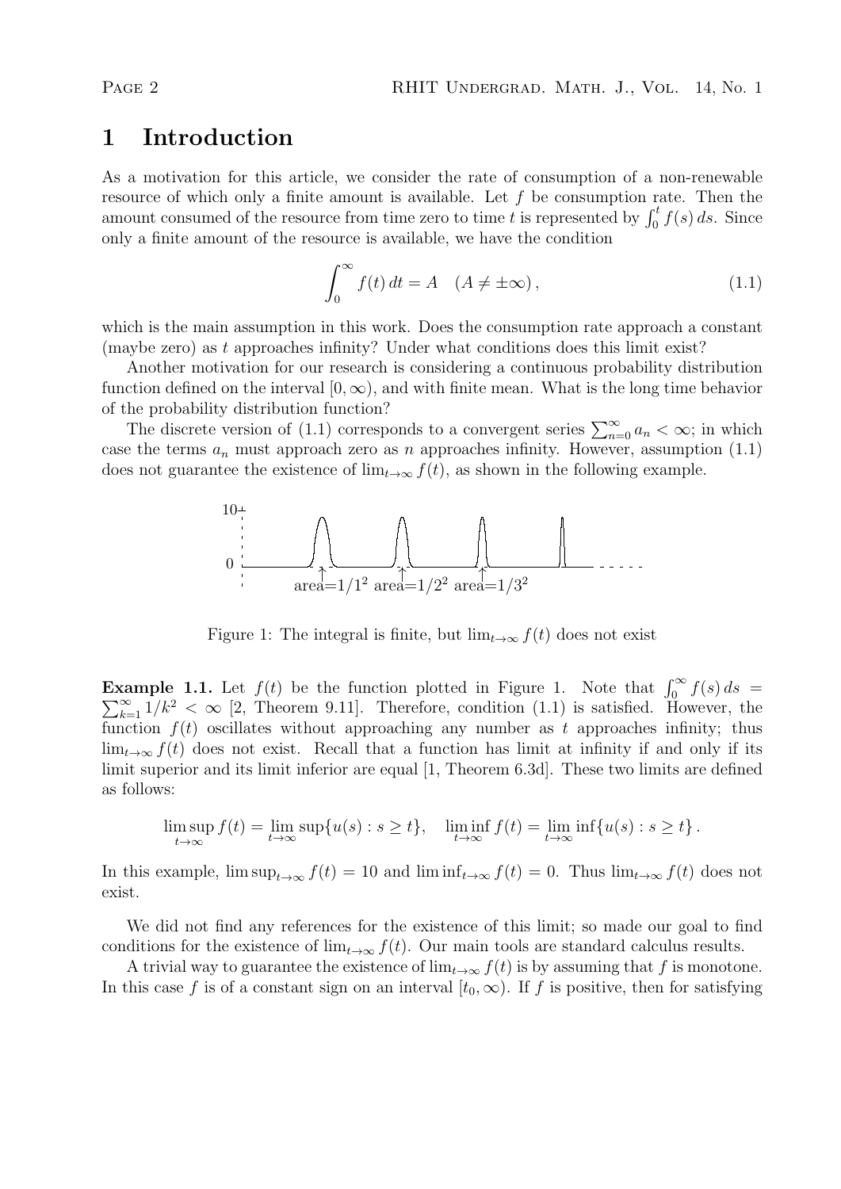# 1 Introduction

As a motivation for this article, we consider the rate of consumption of a non-renewable resource of which only a finite amount is available. Let $f$ be consumption rate. Then the amount consumed of the resource from time zero to time $t$ is represented by $\int_0^t f(s)\,ds$. Since only a finite amount of the resource is available, we have the condition

$$\int_0^\infty f(t)\,dt = A \quad (A \neq \pm\infty)\,, \tag{1.1}$$

which is the main assumption in this work. Does the consumption rate approach a constant (maybe zero) as $t$ approaches infinity? Under what conditions does this limit exist?

Another motivation for our research is considering a continuous probability distribution function defined on the interval $[0,\infty)$, and with finite mean. What is the long time behavior of the probability distribution function?

The discrete version of (1.1) corresponds to a convergent series $\sum_{n=0}^\infty a_n < \infty$; in which case the terms $a_n$ must approach zero as $n$ approaches infinity. However, assumption (1.1) does not guarantee the existence of $\lim_{t\to\infty} f(t)$, as shown in the following example.

Figure 1: The integral is finite, but $\lim_{t\to\infty} f(t)$ does not exist

**Example 1.1.** Let $f(t)$ be the function plotted in Figure 1. Note that $\int_0^\infty f(s)\,ds = \sum_{k=1}^\infty 1/k^2 < \infty$ [2, Theorem 9.11]. Therefore, condition (1.1) is satisfied. However, the function $f(t)$ oscillates without approaching any number as $t$ approaches infinity; thus $\lim_{t\to\infty} f(t)$ does not exist. Recall that a function has limit at infinity if and only if its limit superior and its limit inferior are equal [1, Theorem 6.3d]. These two limits are defined as follows:

$$\limsup_{t\to\infty} f(t) = \lim_{t\to\infty} \sup\{u(s) : s \geq t\}, \quad \liminf_{t\to\infty} f(t) = \lim_{t\to\infty} \inf\{u(s) : s \geq t\}\,.$$

In this example, $\limsup_{t\to\infty} f(t) = 10$ and $\liminf_{t\to\infty} f(t) = 0$. Thus $\lim_{t\to\infty} f(t)$ does not exist.

We did not find any references for the existence of this limit; so made our goal to find conditions for the existence of $\lim_{t\to\infty} f(t)$. Our main tools are standard calculus results.

A trivial way to guarantee the existence of $\lim_{t\to\infty} f(t)$ is by assuming that $f$ is monotone. In this case $f$ is of a constant sign on an interval $[t_0,\infty)$. If $f$ is positive, then for satisfying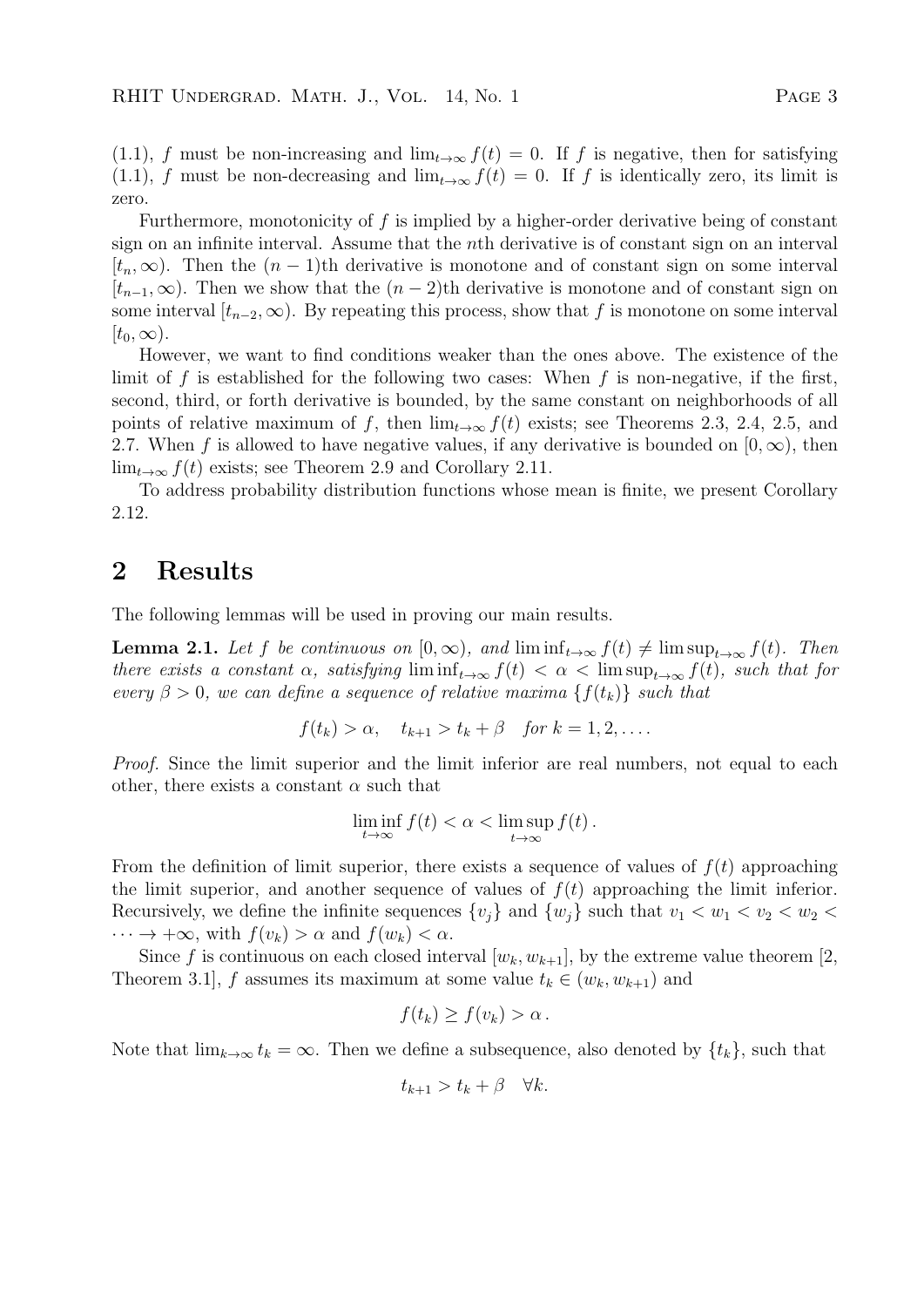(1.1), $f$ must be non-increasing and $\lim_{t\to\infty} f(t) = 0$. If $f$ is negative, then for satisfying (1.1), $f$ must be non-decreasing and $\lim_{t\to\infty} f(t) = 0$. If $f$ is identically zero, its limit is zero.

Furthermore, monotonicity of $f$ is implied by a higher-order derivative being of constant sign on an infinite interval. Assume that the $n$th derivative is of constant sign on an interval $[t_n, \infty)$. Then the $(n-1)$th derivative is monotone and of constant sign on some interval $[t_{n-1}, \infty)$. Then we show that the $(n-2)$th derivative is monotone and of constant sign on some interval $[t_{n-2}, \infty)$. By repeating this process, show that $f$ is monotone on some interval $[t_0, \infty)$.

However, we want to find conditions weaker than the ones above. The existence of the limit of $f$ is established for the following two cases: When $f$ is non-negative, if the first, second, third, or forth derivative is bounded, by the same constant on neighborhoods of all points of relative maximum of $f$, then $\lim_{t\to\infty} f(t)$ exists; see Theorems 2.3, 2.4, 2.5, and 2.7. When $f$ is allowed to have negative values, if any derivative is bounded on $[0, \infty)$, then $\lim_{t\to\infty} f(t)$ exists; see Theorem 2.9 and Corollary 2.11.

To address probability distribution functions whose mean is finite, we present Corollary 2.12.

## 2 Results

The following lemmas will be used in proving our main results.

**Lemma 2.1.** *Let $f$ be continuous on $[0, \infty)$, and $\liminf_{t\to\infty} f(t) \neq \limsup_{t\to\infty} f(t)$. Then there exists a constant $\alpha$, satisfying $\liminf_{t\to\infty} f(t) < \alpha < \limsup_{t\to\infty} f(t)$, such that for every $\beta > 0$, we can define a sequence of relative maxima $\{f(t_k)\}$ such that*

$$f(t_k) > \alpha, \quad t_{k+1} > t_k + \beta \quad \text{for } k = 1, 2, \ldots.$$

*Proof.* Since the limit superior and the limit inferior are real numbers, not equal to each other, there exists a constant $\alpha$ such that

$$\liminf_{t\to\infty} f(t) < \alpha < \limsup_{t\to\infty} f(t)\,.$$

From the definition of limit superior, there exists a sequence of values of $f(t)$ approaching the limit superior, and another sequence of values of $f(t)$ approaching the limit inferior. Recursively, we define the infinite sequences $\{v_j\}$ and $\{w_j\}$ such that $v_1 < w_1 < v_2 < w_2 < \cdots \to +\infty$, with $f(v_k) > \alpha$ and $f(w_k) < \alpha$.

Since $f$ is continuous on each closed interval $[w_k, w_{k+1}]$, by the extreme value theorem [2, Theorem 3.1], $f$ assumes its maximum at some value $t_k \in (w_k, w_{k+1})$ and

$$f(t_k) \geq f(v_k) > \alpha\,.$$

Note that $\lim_{k\to\infty} t_k = \infty$. Then we define a subsequence, also denoted by $\{t_k\}$, such that

$$t_{k+1} > t_k + \beta \quad \forall k.$$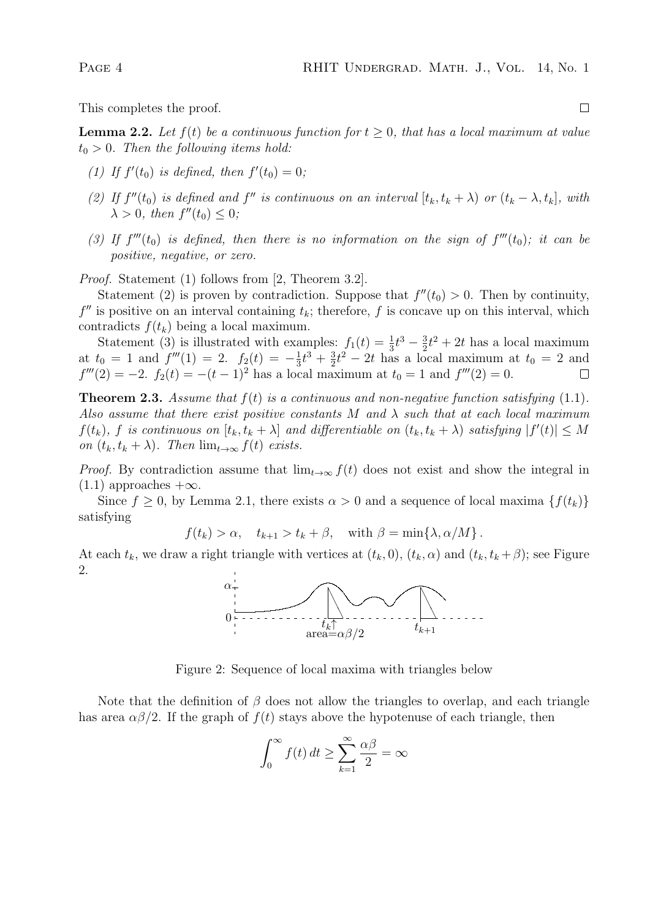This completes the proof. □

**Lemma 2.2.** *Let $f(t)$ be a continuous function for $t \geq 0$, that has a local maximum at value $t_0 > 0$. Then the following items hold:*

*(1) If $f'(t_0)$ is defined, then $f'(t_0) = 0$;*

*(2) If $f''(t_0)$ is defined and $f''$ is continuous on an interval $[t_k, t_k + \lambda)$ or $(t_k - \lambda, t_k]$, with $\lambda > 0$, then $f''(t_0) \leq 0$;*

*(3) If $f'''(t_0)$ is defined, then there is no information on the sign of $f'''(t_0)$; it can be positive, negative, or zero.*

*Proof.* Statement (1) follows from [2, Theorem 3.2].

Statement (2) is proven by contradiction. Suppose that $f''(t_0) > 0$. Then by continuity, $f''$ is positive on an interval containing $t_k$; therefore, $f$ is concave up on this interval, which contradicts $f(t_k)$ being a local maximum.

Statement (3) is illustrated with examples: $f_1(t) = \frac{1}{3}t^3 - \frac{3}{2}t^2 + 2t$ has a local maximum at $t_0 = 1$ and $f'''(1) = 2$. $f_2(t) = -\frac{1}{3}t^3 + \frac{3}{2}t^2 - 2t$ has a local maximum at $t_0 = 2$ and $f'''(2) = -2$. $f_2(t) = -(t-1)^2$ has a local maximum at $t_0 = 1$ and $f'''(2) = 0$. □

**Theorem 2.3.** *Assume that $f(t)$ is a continuous and non-negative function satisfying (1.1). Also assume that there exist positive constants $M$ and $\lambda$ such that at each local maximum $f(t_k)$, $f$ is continuous on $[t_k, t_k + \lambda]$ and differentiable on $(t_k, t_k + \lambda)$ satisfying $|f'(t)| \leq M$ on $(t_k, t_k + \lambda)$. Then $\lim_{t\to\infty} f(t)$ exists.*

*Proof.* By contradiction assume that $\lim_{t\to\infty} f(t)$ does not exist and show the integral in (1.1) approaches $+\infty$.

Since $f \geq 0$, by Lemma 2.1, there exists $\alpha > 0$ and a sequence of local maxima $\{f(t_k)\}$ satisfying

$$f(t_k) > \alpha, \quad t_{k+1} > t_k + \beta, \quad \text{with } \beta = \min\{\lambda, \alpha/M\}.$$

At each $t_k$, we draw a right triangle with vertices at $(t_k, 0)$, $(t_k, \alpha)$ and $(t_k, t_k + \beta)$; see Figure 2.

Figure 2: Sequence of local maxima with triangles below

Note that the definition of $\beta$ does not allow the triangles to overlap, and each triangle has area $\alpha\beta/2$. If the graph of $f(t)$ stays above the hypotenuse of each triangle, then

$$\int_0^\infty f(t)\,dt \geq \sum_{k=1}^{\infty} \frac{\alpha\beta}{2} = \infty$$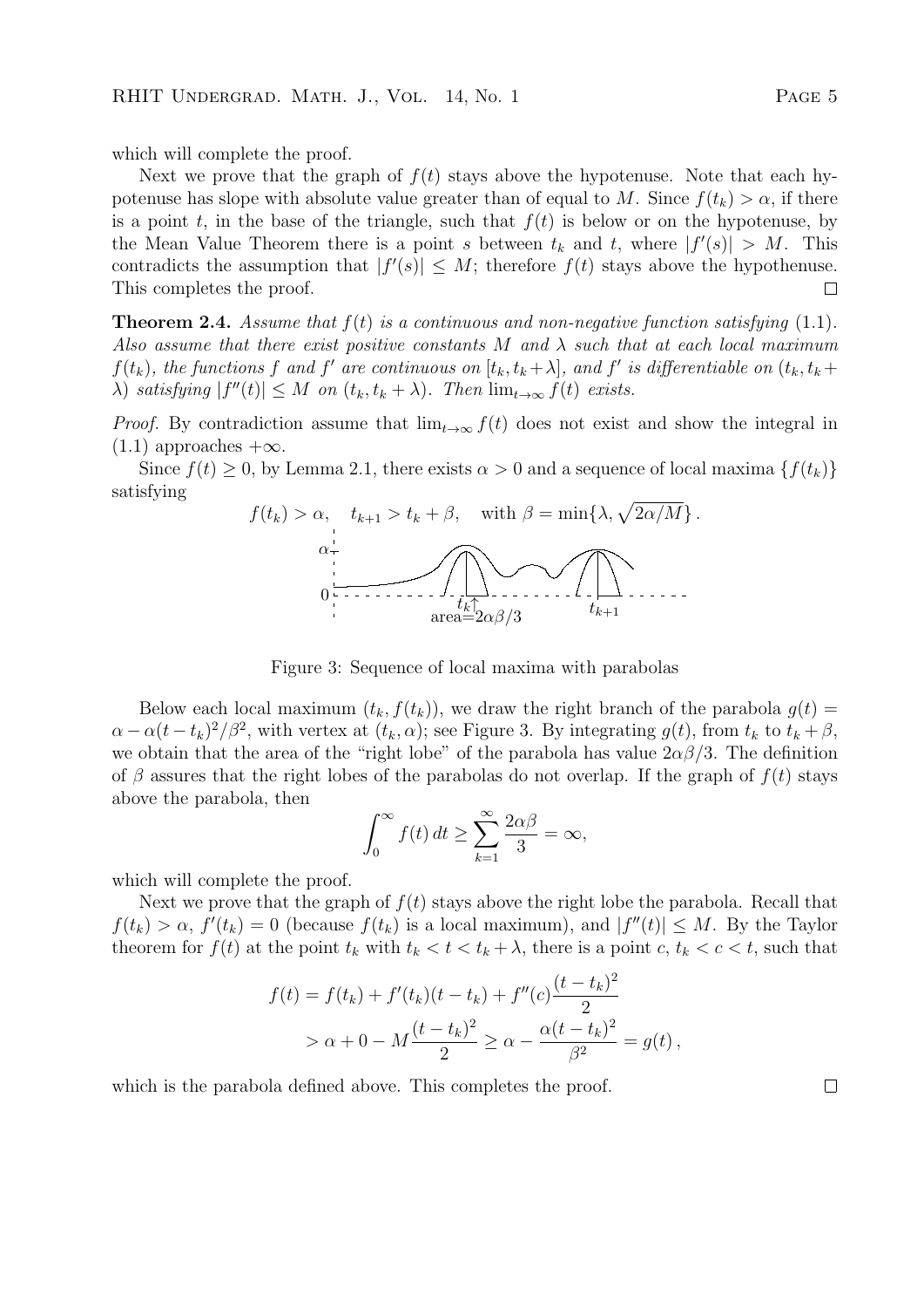which will complete the proof.

Next we prove that the graph of $f(t)$ stays above the hypotenuse. Note that each hypotenuse has slope with absolute value greater than of equal to $M$. Since $f(t_k) > \alpha$, if there is a point $t$, in the base of the triangle, such that $f(t)$ is below or on the hypotenuse, by the Mean Value Theorem there is a point $s$ between $t_k$ and $t$, where $|f'(s)| > M$. This contradicts the assumption that $|f'(s)| \leq M$; therefore $f(t)$ stays above the hypothenuse. This completes the proof. ☐

**Theorem 2.4.** *Assume that $f(t)$ is a continuous and non-negative function satisfying (1.1). Also assume that there exist positive constants $M$ and $\lambda$ such that at each local maximum $f(t_k)$, the functions $f$ and $f'$ are continuous on $[t_k, t_k+\lambda]$, and $f'$ is differentiable on $(t_k, t_k+\lambda)$ satisfying $|f''(t)| \leq M$ on $(t_k, t_k+\lambda)$. Then $\lim_{t\to\infty} f(t)$ exists.*

*Proof.* By contradiction assume that $\lim_{t\to\infty} f(t)$ does not exist and show the integral in (1.1) approaches $+\infty$.

Since $f(t) \geq 0$, by Lemma 2.1, there exists $\alpha > 0$ and a sequence of local maxima $\{f(t_k)\}$ satisfying

$$f(t_k) > \alpha, \quad t_{k+1} > t_k + \beta, \quad \text{with } \beta = \min\{\lambda, \sqrt{2\alpha/M}\}\,.$$

Figure 3: Sequence of local maxima with parabolas

Below each local maximum $(t_k, f(t_k))$, we draw the right branch of the parabola $g(t) = \alpha - \alpha(t-t_k)^2/\beta^2$, with vertex at $(t_k, \alpha)$; see Figure 3. By integrating $g(t)$, from $t_k$ to $t_k+\beta$, we obtain that the area of the "right lobe" of the parabola has value $2\alpha\beta/3$. The definition of $\beta$ assures that the right lobes of the parabolas do not overlap. If the graph of $f(t)$ stays above the parabola, then

$$\int_0^\infty f(t)\,dt \geq \sum_{k=1}^{\infty} \frac{2\alpha\beta}{3} = \infty,$$

which will complete the proof.

Next we prove that the graph of $f(t)$ stays above the right lobe the parabola. Recall that $f(t_k) > \alpha$, $f'(t_k) = 0$ (because $f(t_k)$ is a local maximum), and $|f''(t)| \leq M$. By the Taylor theorem for $f(t)$ at the point $t_k$ with $t_k < t < t_k + \lambda$, there is a point $c$, $t_k < c < t$, such that

$$\begin{aligned} f(t) &= f(t_k) + f'(t_k)(t-t_k) + f''(c)\frac{(t-t_k)^2}{2} \\ &> \alpha + 0 - M\frac{(t-t_k)^2}{2} \geq \alpha - \frac{\alpha(t-t_k)^2}{\beta^2} = g(t)\,, \end{aligned}$$

which is the parabola defined above. This completes the proof. ☐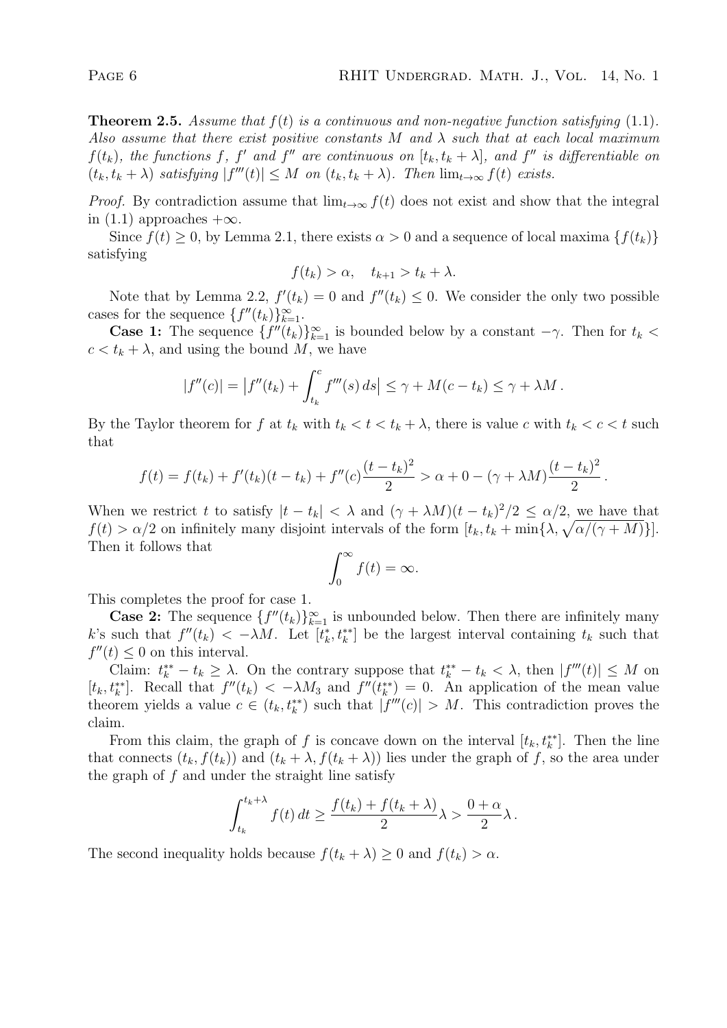**Theorem 2.5.** *Assume that $f(t)$ is a continuous and non-negative function satisfying* (1.1)*. Also assume that there exist positive constants $M$ and $\lambda$ such that at each local maximum $f(t_k)$, the functions $f$, $f'$ and $f''$ are continuous on $[t_k, t_k + \lambda]$, and $f''$ is differentiable on $(t_k, t_k + \lambda)$ satisfying $|f'''(t)| \leq M$ on $(t_k, t_k + \lambda)$. Then $\lim_{t\to\infty} f(t)$ exists.*

*Proof.* By contradiction assume that $\lim_{t\to\infty} f(t)$ does not exist and show that the integral in (1.1) approaches $+\infty$.

Since $f(t) \geq 0$, by Lemma 2.1, there exists $\alpha > 0$ and a sequence of local maxima $\{f(t_k)\}$ satisfying

$$f(t_k) > \alpha, \quad t_{k+1} > t_k + \lambda.$$

Note that by Lemma 2.2, $f'(t_k) = 0$ and $f''(t_k) \leq 0$. We consider the only two possible cases for the sequence $\{f''(t_k)\}_{k=1}^{\infty}$.

**Case 1:** The sequence $\{f''(t_k)\}_{k=1}^{\infty}$ is bounded below by a constant $-\gamma$. Then for $t_k < c < t_k + \lambda$, and using the bound $M$, we have

$$|f''(c)| = \left|f''(t_k) + \int_{t_k}^{c} f'''(s)\, ds\right| \leq \gamma + M(c - t_k) \leq \gamma + \lambda M\,.$$

By the Taylor theorem for $f$ at $t_k$ with $t_k < t < t_k + \lambda$, there is value $c$ with $t_k < c < t$ such that

$$f(t) = f(t_k) + f'(t_k)(t - t_k) + f''(c)\frac{(t - t_k)^2}{2} > \alpha + 0 - (\gamma + \lambda M)\frac{(t - t_k)^2}{2}\,.$$

When we restrict $t$ to satisfy $|t - t_k| < \lambda$ and $(\gamma + \lambda M)(t - t_k)^2/2 \leq \alpha/2$, we have that $f(t) > \alpha/2$ on infinitely many disjoint intervals of the form $[t_k, t_k + \min\{\lambda, \sqrt{\alpha/(\gamma + M)}\}]$. Then it follows that

$$\int_0^{\infty} f(t) = \infty.$$

This completes the proof for case 1.

**Case 2:** The sequence $\{f''(t_k)\}_{k=1}^{\infty}$ is unbounded below. Then there are infinitely many $k$'s such that $f''(t_k) < -\lambda M$. Let $[t_k^*, t_k^{**}]$ be the largest interval containing $t_k$ such that $f''(t) \leq 0$ on this interval.

Claim: $t_k^{**} - t_k \geq \lambda$. On the contrary suppose that $t_k^{**} - t_k < \lambda$, then $|f'''(t)| \leq M$ on $[t_k, t_k^{**}]$. Recall that $f''(t_k) < -\lambda M_3$ and $f''(t_k^{**}) = 0$. An application of the mean value theorem yields a value $c \in (t_k, t_k^{**})$ such that $|f'''(c)| > M$. This contradiction proves the claim.

From this claim, the graph of $f$ is concave down on the interval $[t_k, t_k^{**}]$. Then the line that connects $(t_k, f(t_k))$ and $(t_k + \lambda, f(t_k + \lambda))$ lies under the graph of $f$, so the area under the graph of $f$ and under the straight line satisfy

$$\int_{t_k}^{t_k+\lambda} f(t)\, dt \geq \frac{f(t_k) + f(t_k + \lambda)}{2}\lambda > \frac{0 + \alpha}{2}\lambda\,.$$

The second inequality holds because $f(t_k + \lambda) \geq 0$ and $f(t_k) > \alpha$.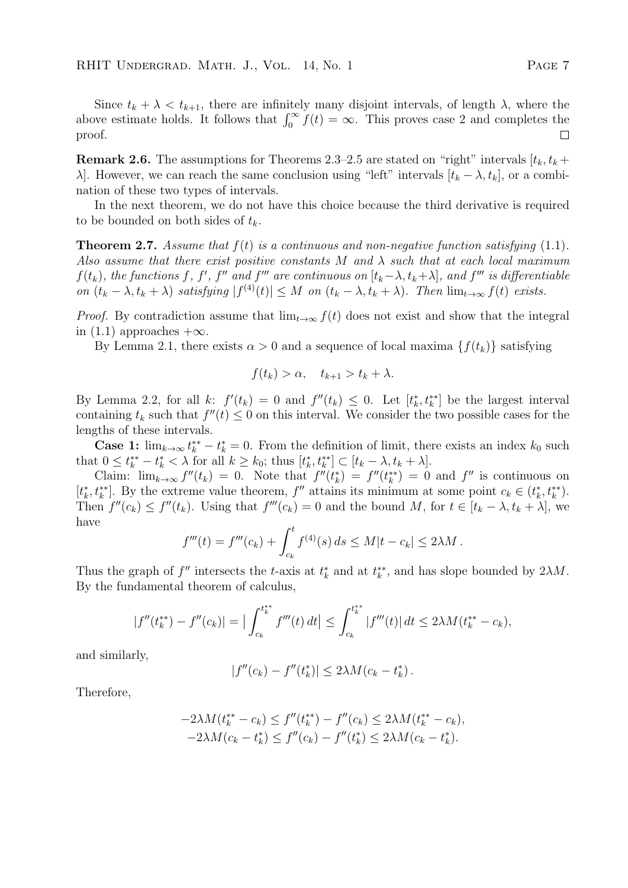Since $t_k + \lambda < t_{k+1}$, there are infinitely many disjoint intervals, of length $\lambda$, where the above estimate holds. It follows that $\int_0^\infty f(t) = \infty$. This proves case 2 and completes the proof. □

**Remark 2.6.** The assumptions for Theorems 2.3–2.5 are stated on "right" intervals $[t_k, t_k + \lambda]$. However, we can reach the same conclusion using "left" intervals $[t_k - \lambda, t_k]$, or a combination of these two types of intervals.

In the next theorem, we do not have this choice because the third derivative is required to be bounded on both sides of $t_k$.

**Theorem 2.7.** *Assume that $f(t)$ is a continuous and non-negative function satisfying* (1.1)*. Also assume that there exist positive constants $M$ and $\lambda$ such that at each local maximum $f(t_k)$, the functions $f$, $f'$, $f''$ and $f'''$ are continuous on $[t_k - \lambda, t_k + \lambda]$, and $f'''$ is differentiable on $(t_k - \lambda, t_k + \lambda)$ satisfying $|f^{(4)}(t)| \le M$ on $(t_k - \lambda, t_k + \lambda)$. Then $\lim_{t\to\infty} f(t)$ exists.*

*Proof.* By contradiction assume that $\lim_{t\to\infty} f(t)$ does not exist and show that the integral in (1.1) approaches $+\infty$.

By Lemma 2.1, there exists $\alpha > 0$ and a sequence of local maxima $\{f(t_k)\}$ satisfying

$$f(t_k) > \alpha, \quad t_{k+1} > t_k + \lambda.$$

By Lemma 2.2, for all $k$: $f'(t_k) = 0$ and $f''(t_k) \le 0$. Let $[t_k^*, t_k^{**}]$ be the largest interval containing $t_k$ such that $f''(t) \le 0$ on this interval. We consider the two possible cases for the lengths of these intervals.

**Case 1:** $\lim_{k\to\infty} t_k^{**} - t_k^* = 0$. From the definition of limit, there exists an index $k_0$ such that $0 \le t_k^{**} - t_k^* < \lambda$ for all $k \ge k_0$; thus $[t_k^*, t_k^{**}] \subset [t_k - \lambda, t_k + \lambda]$.

Claim: $\lim_{k\to\infty} f''(t_k) = 0$. Note that $f''(t_k^*) = f''(t_k^{**}) = 0$ and $f''$ is continuous on $[t_k^*, t_k^{**}]$. By the extreme value theorem, $f''$ attains its minimum at some point $c_k \in (t_k^*, t_k^{**})$. Then $f''(c_k) \le f''(t_k)$. Using that $f'''(c_k) = 0$ and the bound $M$, for $t \in [t_k - \lambda, t_k + \lambda]$, we have

$$f'''(t) = f'''(c_k) + \int_{c_k}^{t} f^{(4)}(s)\, ds \le M|t - c_k| \le 2\lambda M\,.$$

Thus the graph of $f''$ intersects the $t$-axis at $t_k^*$ and at $t_k^{**}$, and has slope bounded by $2\lambda M$. By the fundamental theorem of calculus,

$$|f''(t_k^{**}) - f''(c_k)| = \Big| \int_{c_k}^{t_k^{**}} f'''(t)\, dt \Big| \le \int_{c_k}^{t_k^{**}} |f'''(t)|\, dt \le 2\lambda M(t_k^{**} - c_k),$$

and similarly,

$$|f''(c_k) - f''(t_k^*)| \le 2\lambda M(c_k - t_k^*)\,.$$

Therefore,

$$-2\lambda M(t_k^{**} - c_k) \le f''(t_k^{**}) - f''(c_k) \le 2\lambda M(t_k^{**} - c_k),$$
$$-2\lambda M(c_k - t_k^*) \le f''(c_k) - f''(t_k^*) \le 2\lambda M(c_k - t_k^*).$$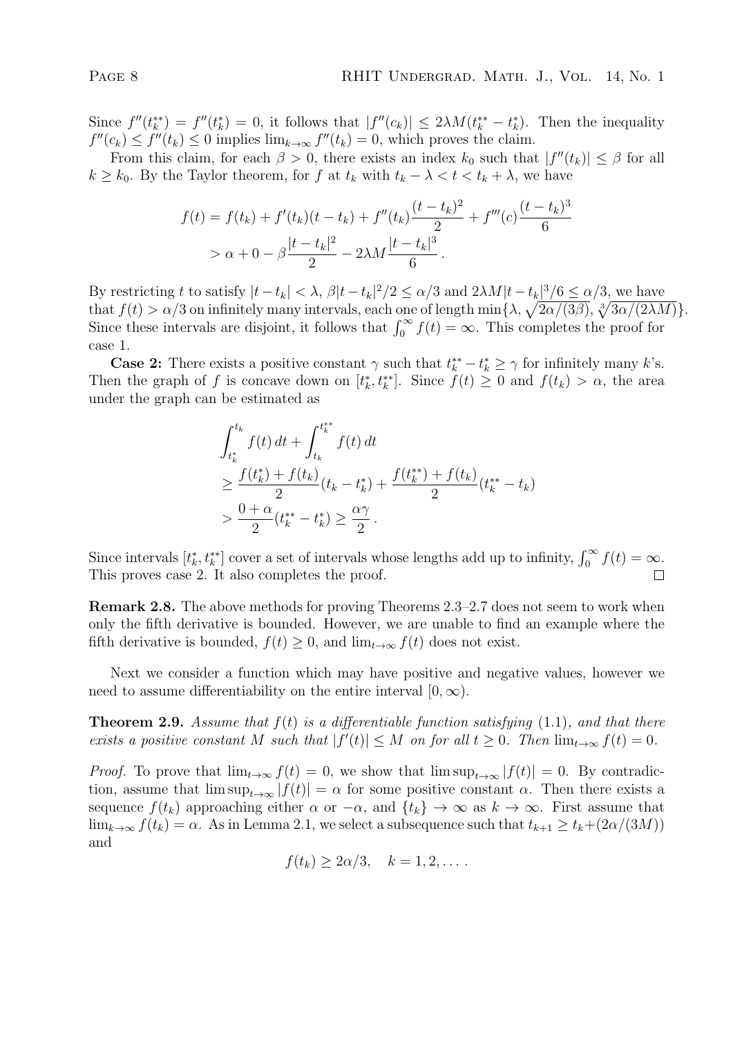Since $f''(t_k^{**}) = f''(t_k^*) = 0$, it follows that $|f''(c_k)| \leq 2\lambda M(t_k^{**} - t_k^*)$. Then the inequality $f''(c_k) \leq f''(t_k) \leq 0$ implies $\lim_{k\to\infty} f''(t_k) = 0$, which proves the claim.

From this claim, for each $\beta > 0$, there exists an index $k_0$ such that $|f''(t_k)| \leq \beta$ for all $k \geq k_0$. By the Taylor theorem, for $f$ at $t_k$ with $t_k - \lambda < t < t_k + \lambda$, we have

$$
\begin{aligned}
f(t) &= f(t_k) + f'(t_k)(t - t_k) + f''(t_k)\frac{(t - t_k)^2}{2} + f'''(c)\frac{(t - t_k)^3}{6} \\
&> \alpha + 0 - \beta\frac{|t - t_k|^2}{2} - 2\lambda M\frac{|t - t_k|^3}{6}\,.
\end{aligned}
$$

By restricting $t$ to satisfy $|t - t_k| < \lambda$, $\beta|t - t_k|^2/2 \leq \alpha/3$ and $2\lambda M|t - t_k|^3/6 \leq \alpha/3$, we have that $f(t) > \alpha/3$ on infinitely many intervals, each one of length $\min\{\lambda, \sqrt{2\alpha/(3\beta)}, \sqrt[3]{3\alpha/(2\lambda M)}\}$. Since these intervals are disjoint, it follows that $\int_0^\infty f(t) = \infty$. This completes the proof for case 1.

**Case 2:** There exists a positive constant $\gamma$ such that $t_k^{**} - t_k^* \geq \gamma$ for infinitely many $k$'s. Then the graph of $f$ is concave down on $[t_k^*, t_k^{**}]$. Since $f(t) \geq 0$ and $f(t_k) > \alpha$, the area under the graph can be estimated as

$$
\begin{aligned}
&\int_{t_k^*}^{t_k} f(t)\,dt + \int_{t_k}^{t_k^{**}} f(t)\,dt \\
&\geq \frac{f(t_k^*) + f(t_k)}{2}(t_k - t_k^*) + \frac{f(t_k^{**}) + f(t_k)}{2}(t_k^{**} - t_k) \\
&> \frac{0 + \alpha}{2}(t_k^{**} - t_k^*) \geq \frac{\alpha\gamma}{2}\,.
\end{aligned}
$$

Since intervals $[t_k^*, t_k^{**}]$ cover a set of intervals whose lengths add up to infinity, $\int_0^\infty f(t) = \infty$. This proves case 2. It also completes the proof. □

**Remark 2.8.** The above methods for proving Theorems 2.3–2.7 does not seem to work when only the fifth derivative is bounded. However, we are unable to find an example where the fifth derivative is bounded, $f(t) \geq 0$, and $\lim_{t\to\infty} f(t)$ does not exist.

Next we consider a function which may have positive and negative values, however we need to assume differentiability on the entire interval $[0, \infty)$.

**Theorem 2.9.** *Assume that $f(t)$ is a differentiable function satisfying* (1.1)*, and that there exists a positive constant $M$ such that $|f'(t)| \leq M$ on for all $t \geq 0$. Then $\lim_{t\to\infty} f(t) = 0$.*

*Proof.* To prove that $\lim_{t\to\infty} f(t) = 0$, we show that $\limsup_{t\to\infty} |f(t)| = 0$. By contradiction, assume that $\limsup_{t\to\infty} |f(t)| = \alpha$ for some positive constant $\alpha$. Then there exists a sequence $f(t_k)$ approaching either $\alpha$ or $-\alpha$, and $\{t_k\} \to \infty$ as $k \to \infty$. First assume that $\lim_{k\to\infty} f(t_k) = \alpha$. As in Lemma 2.1, we select a subsequence such that $t_{k+1} \geq t_k + (2\alpha/(3M))$ and

$$
f(t_k) \geq 2\alpha/3, \quad k = 1, 2, \ldots\,.
$$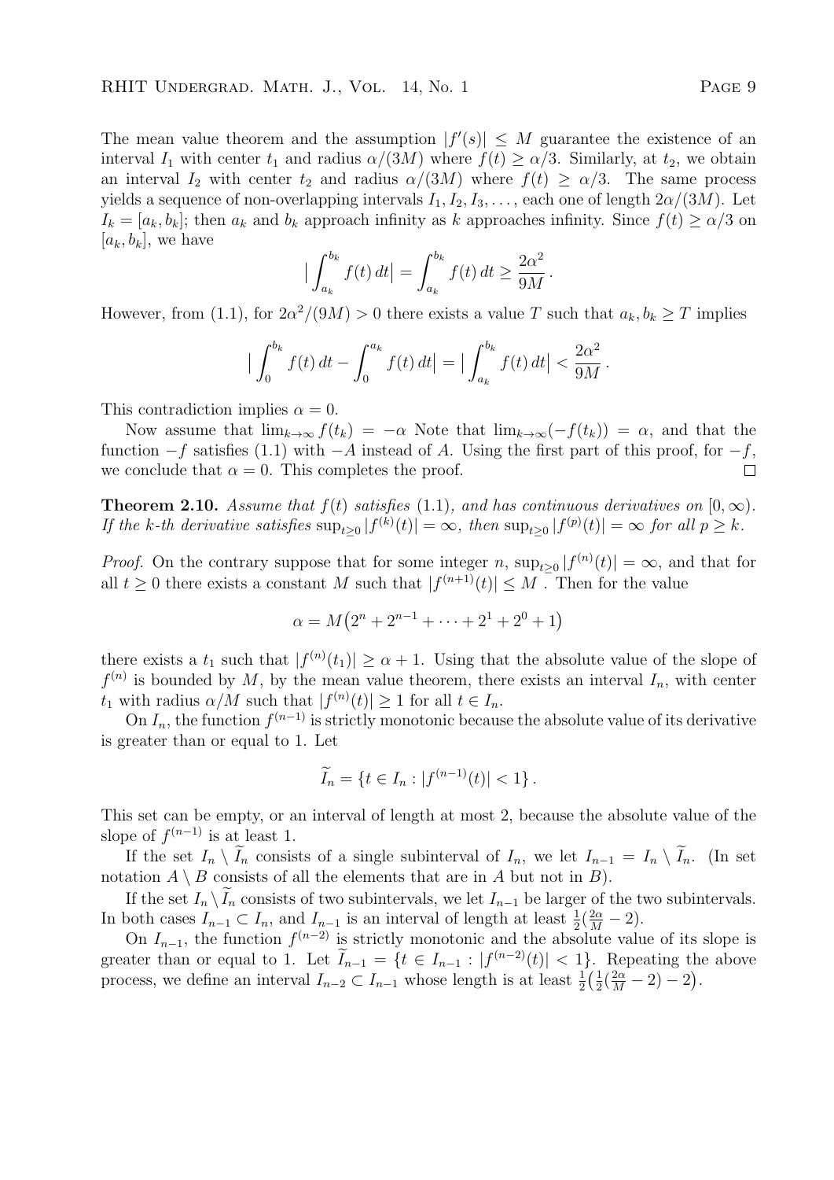The mean value theorem and the assumption $|f'(s)| \leq M$ guarantee the existence of an interval $I_1$ with center $t_1$ and radius $\alpha/(3M)$ where $f(t) \geq \alpha/3$. Similarly, at $t_2$, we obtain an interval $I_2$ with center $t_2$ and radius $\alpha/(3M)$ where $f(t) \geq \alpha/3$. The same process yields a sequence of non-overlapping intervals $I_1, I_2, I_3, \dots$, each one of length $2\alpha/(3M)$. Let $I_k = [a_k, b_k]$; then $a_k$ and $b_k$ approach infinity as $k$ approaches infinity. Since $f(t) \geq \alpha/3$ on $[a_k, b_k]$, we have

$$\Big| \int_{a_k}^{b_k} f(t)\,dt \Big| = \int_{a_k}^{b_k} f(t)\,dt \geq \frac{2\alpha^2}{9M}\,.$$

However, from (1.1), for $2\alpha^2/(9M) > 0$ there exists a value $T$ such that $a_k, b_k \geq T$ implies

$$\Big| \int_{0}^{b_k} f(t)\,dt - \int_{0}^{a_k} f(t)\,dt \Big| = \Big| \int_{a_k}^{b_k} f(t)\,dt \Big| < \frac{2\alpha^2}{9M}\,.$$

This contradiction implies $\alpha = 0$.

Now assume that $\lim_{k\to\infty} f(t_k) = -\alpha$ Note that $\lim_{k\to\infty}(-f(t_k)) = \alpha$, and that the function $-f$ satisfies (1.1) with $-A$ instead of $A$. Using the first part of this proof, for $-f$, we conclude that $\alpha = 0$. This completes the proof. □

**Theorem 2.10.** *Assume that $f(t)$ satisfies* (1.1)*, and has continuous derivatives on $[0, \infty)$. If the $k$-th derivative satisfies $\sup_{t\geq 0} |f^{(k)}(t)| = \infty$, then $\sup_{t\geq 0} |f^{(p)}(t)| = \infty$ for all $p \geq k$.*

*Proof.* On the contrary suppose that for some integer $n$, $\sup_{t\geq 0} |f^{(n)}(t)| = \infty$, and that for all $t \geq 0$ there exists a constant $M$ such that $|f^{(n+1)}(t)| \leq M$ . Then for the value

$$\alpha = M\big(2^n + 2^{n-1} + \cdots + 2^1 + 2^0 + 1\big)$$

there exists a $t_1$ such that $|f^{(n)}(t_1)| \geq \alpha + 1$. Using that the absolute value of the slope of $f^{(n)}$ is bounded by $M$, by the mean value theorem, there exists an interval $I_n$, with center $t_1$ with radius $\alpha/M$ such that $|f^{(n)}(t)| \geq 1$ for all $t \in I_n$.

On $I_n$, the function $f^{(n-1)}$ is strictly monotonic because the absolute value of its derivative is greater than or equal to 1. Let

$$\widetilde{I}_n = \{t \in I_n : |f^{(n-1)}(t)| < 1\}\,.$$

This set can be empty, or an interval of length at most 2, because the absolute value of the slope of $f^{(n-1)}$ is at least 1.

If the set $I_n \setminus \widetilde{I}_n$ consists of a single subinterval of $I_n$, we let $I_{n-1} = I_n \setminus \widetilde{I}_n$. (In set notation $A \setminus B$ consists of all the elements that are in $A$ but not in $B$).

If the set $I_n \setminus \widetilde{I}_n$ consists of two subintervals, we let $I_{n-1}$ be larger of the two subintervals. In both cases $I_{n-1} \subset I_n$, and $I_{n-1}$ is an interval of length at least $\frac{1}{2}(\frac{2\alpha}{M} - 2)$.

On $I_{n-1}$, the function $f^{(n-2)}$ is strictly monotonic and the absolute value of its slope is greater than or equal to 1. Let $\widetilde{I}_{n-1} = \{t \in I_{n-1} : |f^{(n-2)}(t)| < 1\}$. Repeating the above process, we define an interval $I_{n-2} \subset I_{n-1}$ whose length is at least $\frac{1}{2}\big(\frac{1}{2}(\frac{2\alpha}{M} - 2) - 2\big)$.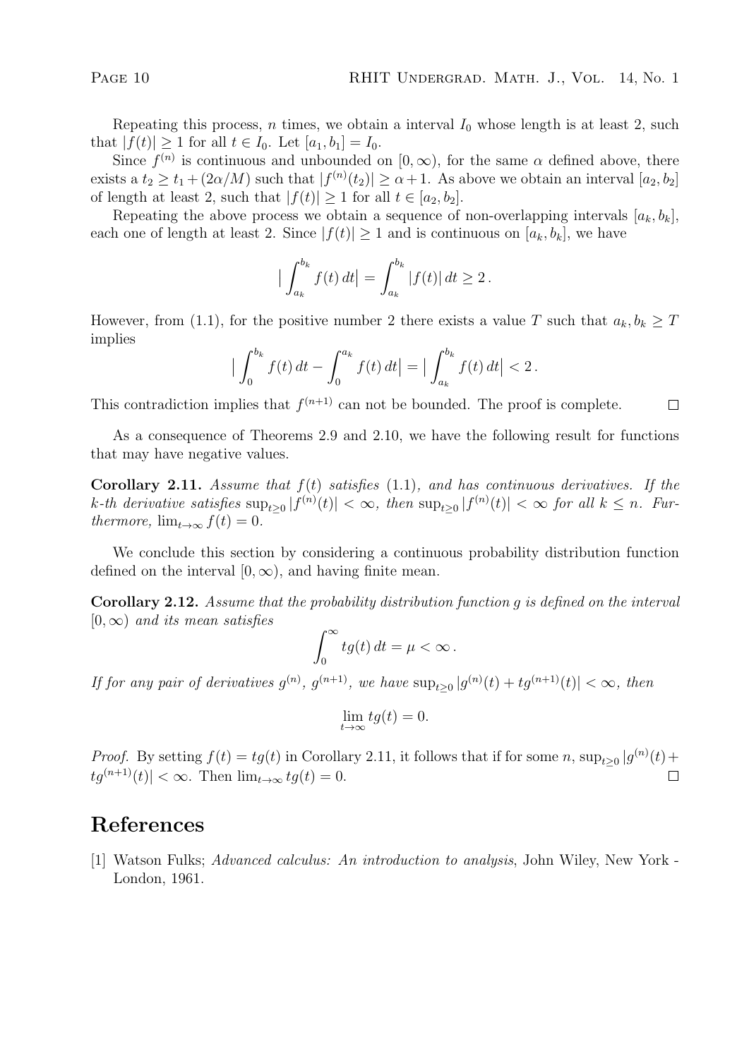Repeating this process, $n$ times, we obtain a interval $I_0$ whose length is at least 2, such that $|f(t)| \geq 1$ for all $t \in I_0$. Let $[a_1, b_1] = I_0$.

Since $f^{(n)}$ is continuous and unbounded on $[0, \infty)$, for the same $\alpha$ defined above, there exists a $t_2 \geq t_1 + (2\alpha/M)$ such that $|f^{(n)}(t_2)| \geq \alpha + 1$. As above we obtain an interval $[a_2, b_2]$ of length at least 2, such that $|f(t)| \geq 1$ for all $t \in [a_2, b_2]$.

Repeating the above process we obtain a sequence of non-overlapping intervals $[a_k, b_k]$, each one of length at least 2. Since $|f(t)| \geq 1$ and is continuous on $[a_k, b_k]$, we have

$$\Big| \int_{a_k}^{b_k} f(t)\, dt \Big| = \int_{a_k}^{b_k} |f(t)|\, dt \geq 2\,.$$

However, from (1.1), for the positive number 2 there exists a value $T$ such that $a_k, b_k \geq T$ implies

$$\Big| \int_0^{b_k} f(t)\, dt - \int_0^{a_k} f(t)\, dt \Big| = \Big| \int_{a_k}^{b_k} f(t)\, dt \Big| < 2\,.$$

This contradiction implies that $f^{(n+1)}$ can not be bounded. The proof is complete. ∎

As a consequence of Theorems 2.9 and 2.10, we have the following result for functions that may have negative values.

**Corollary 2.11.** *Assume that $f(t)$ satisfies* (1.1)*, and has continuous derivatives. If the $k$-th derivative satisfies $\sup_{t\geq 0} |f^{(n)}(t)| < \infty$, then $\sup_{t\geq 0} |f^{(n)}(t)| < \infty$ for all $k \leq n$. Furthermore, $\lim_{t\to\infty} f(t) = 0$.*

We conclude this section by considering a continuous probability distribution function defined on the interval $[0, \infty)$, and having finite mean.

**Corollary 2.12.** *Assume that the probability distribution function $g$ is defined on the interval $[0, \infty)$ and its mean satisfies*

$$\int_0^\infty t g(t)\, dt = \mu < \infty\,.$$

*If for any pair of derivatives $g^{(n)}$, $g^{(n+1)}$, we have $\sup_{t\geq 0} |g^{(n)}(t) + t g^{(n+1)}(t)| < \infty$, then*

$$\lim_{t\to\infty} t g(t) = 0.$$

*Proof.* By setting $f(t) = t g(t)$ in Corollary 2.11, it follows that if for some $n$, $\sup_{t\geq 0} |g^{(n)}(t) + t g^{(n+1)}(t)| < \infty$. Then $\lim_{t\to\infty} t g(t) = 0$. ∎

## References

[1] Watson Fulks; *Advanced calculus: An introduction to analysis*, John Wiley, New York - London, 1961.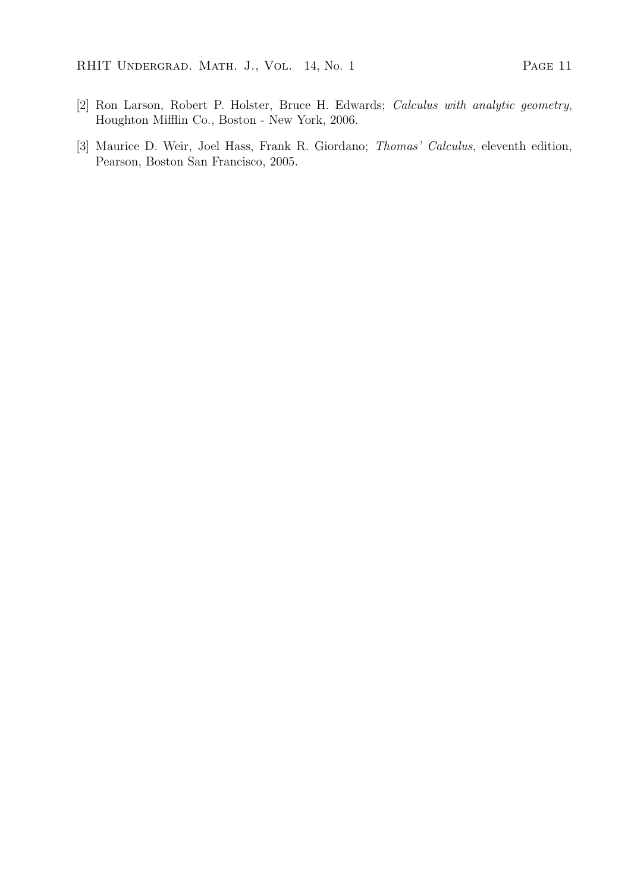[2] Ron Larson, Robert P. Holster, Bruce H. Edwards; *Calculus with analytic geometry*, Houghton Mifflin Co., Boston - New York, 2006.

[3] Maurice D. Weir, Joel Hass, Frank R. Giordano; *Thomas' Calculus*, eleventh edition, Pearson, Boston San Francisco, 2005.